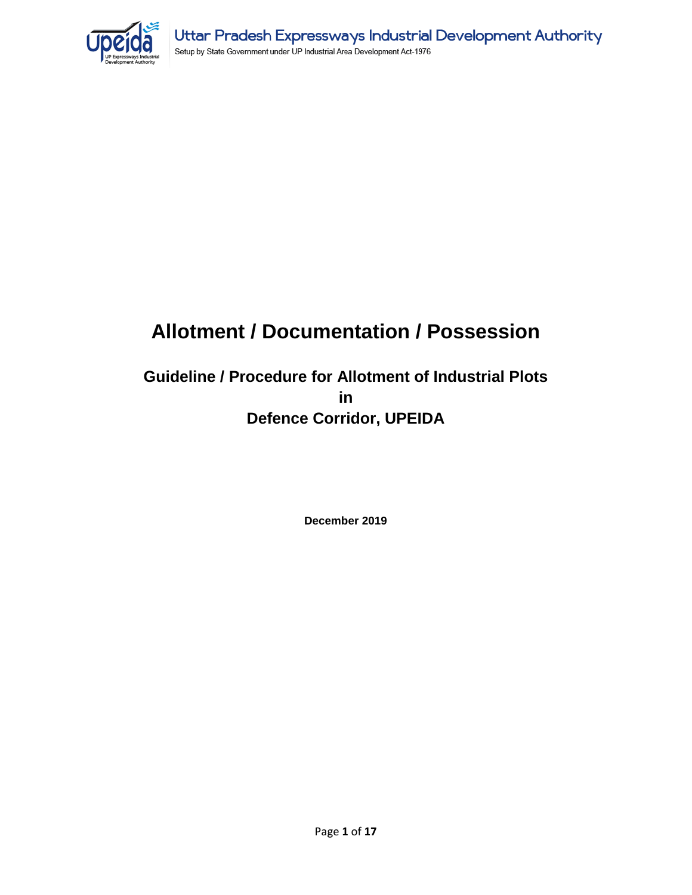# Allotment / Documentation / Possession

## Guideline / Procedure for Allotment of Industrial Plots in Defence Corridor, UPEIDA

**December 2019**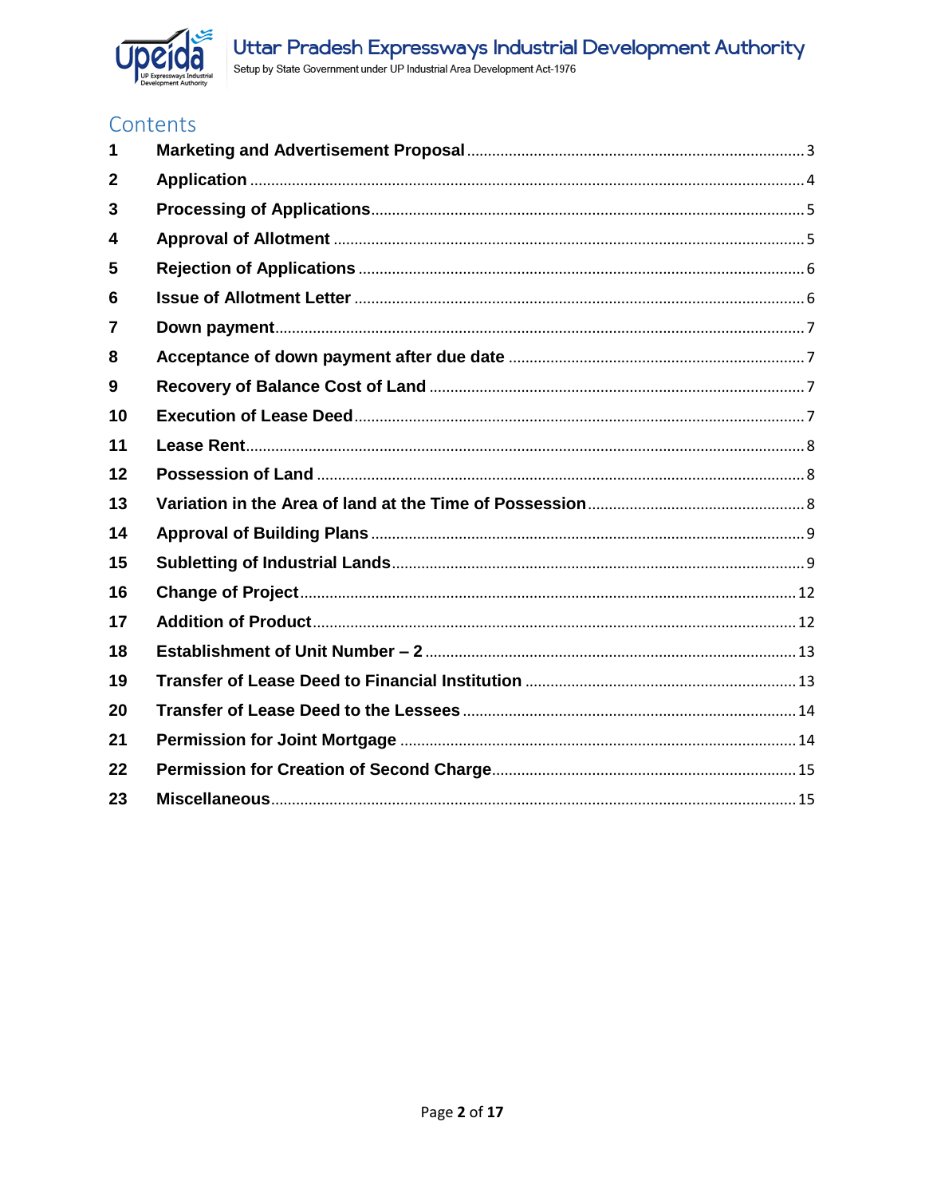# Contents

| | | |
|---|---|---|
| 1 | **Marketing and Advertisement Proposal** | 3 |
| 2 | **Application** | 4 |
| 3 | **Processing of Applications** | 5 |
| 4 | **Approval of Allotment** | 5 |
| 5 | **Rejection of Applications** | 6 |
| 6 | **Issue of Allotment Letter** | 6 |
| 7 | **Down payment** | 7 |
| 8 | **Acceptance of down payment after due date** | 7 |
| 9 | **Recovery of Balance Cost of Land** | 7 |
| 10 | **Execution of Lease Deed** | 7 |
| 11 | **Lease Rent** | 8 |
| 12 | **Possession of Land** | 8 |
| 13 | **Variation in the Area of land at the Time of Possession** | 8 |
| 14 | **Approval of Building Plans** | 9 |
| 15 | **Subletting of Industrial Lands** | 9 |
| 16 | **Change of Project** | 12 |
| 17 | **Addition of Product** | 12 |
| 18 | **Establishment of Unit Number – 2** | 13 |
| 19 | **Transfer of Lease Deed to Financial Institution** | 13 |
| 20 | **Transfer of Lease Deed to the Lessees** | 14 |
| 21 | **Permission for Joint Mortgage** | 14 |
| 22 | **Permission for Creation of Second Charge** | 15 |
| 23 | **Miscellaneous** | 15 |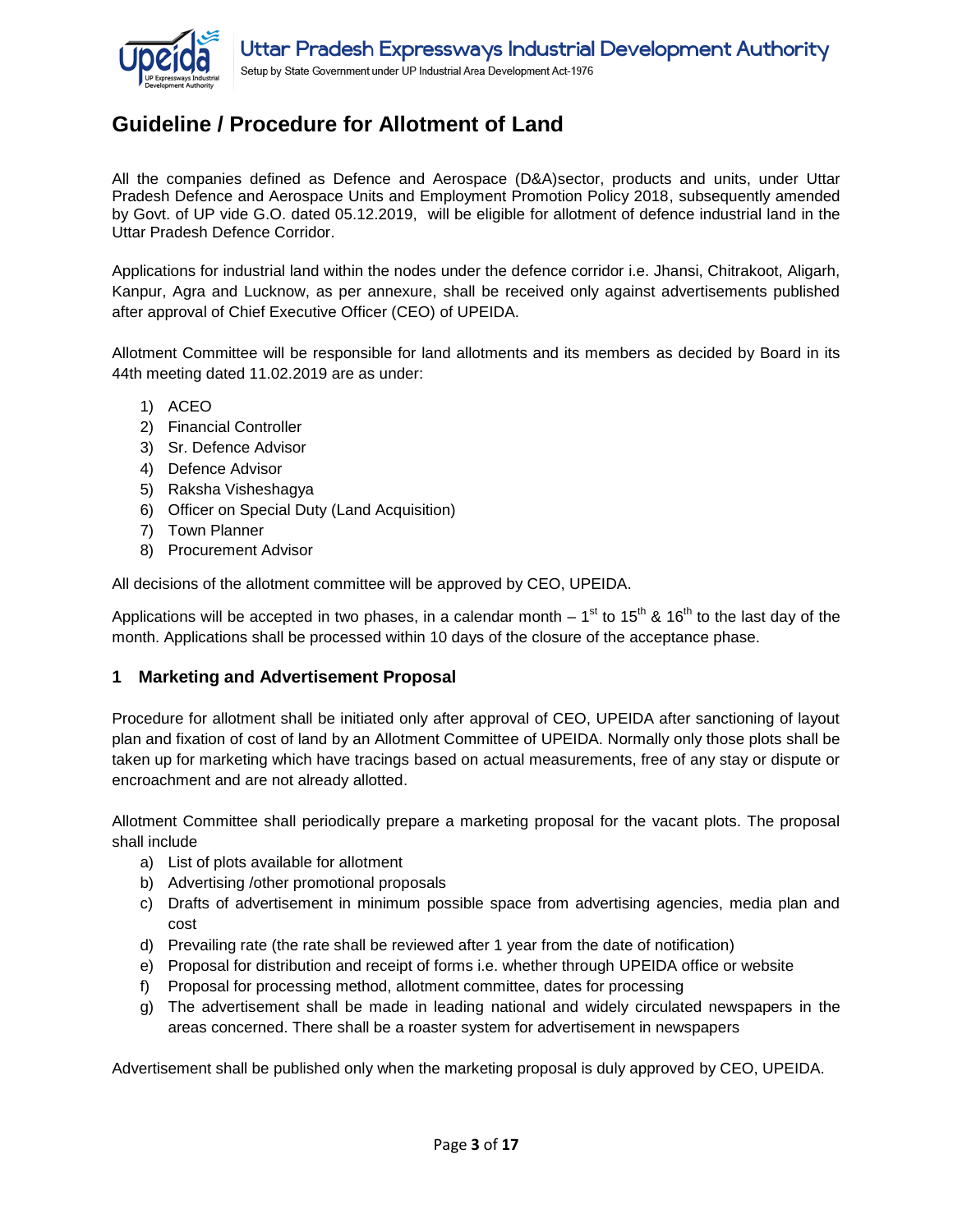## Guideline / Procedure for Allotment of Land

All the companies defined as Defence and Aerospace (D&A)sector, products and units, under Uttar Pradesh Defence and Aerospace Units and Employment Promotion Policy 2018, subsequently amended by Govt. of UP vide G.O. dated 05.12.2019, will be eligible for allotment of defence industrial land in the Uttar Pradesh Defence Corridor.

Applications for industrial land within the nodes under the defence corridor i.e. Jhansi, Chitrakoot, Aligarh, Kanpur, Agra and Lucknow, as per annexure, shall be received only against advertisements published after approval of Chief Executive Officer (CEO) of UPEIDA.

Allotment Committee will be responsible for land allotments and its members as decided by Board in its 44th meeting dated 11.02.2019 are as under:

1) ACEO
2) Financial Controller
3) Sr. Defence Advisor
4) Defence Advisor
5) Raksha Visheshagya
6) Officer on Special Duty (Land Acquisition)
7) Town Planner
8) Procurement Advisor

All decisions of the allotment committee will be approved by CEO, UPEIDA.

Applications will be accepted in two phases, in a calendar month – 1st to 15th & 16th to the last day of the month. Applications shall be processed within 10 days of the closure of the acceptance phase.

### 1 Marketing and Advertisement Proposal

Procedure for allotment shall be initiated only after approval of CEO, UPEIDA after sanctioning of layout plan and fixation of cost of land by an Allotment Committee of UPEIDA. Normally only those plots shall be taken up for marketing which have tracings based on actual measurements, free of any stay or dispute or encroachment and are not already allotted.

Allotment Committee shall periodically prepare a marketing proposal for the vacant plots. The proposal shall include

a) List of plots available for allotment
b) Advertising /other promotional proposals
c) Drafts of advertisement in minimum possible space from advertising agencies, media plan and cost
d) Prevailing rate (the rate shall be reviewed after 1 year from the date of notification)
e) Proposal for distribution and receipt of forms i.e. whether through UPEIDA office or website
f) Proposal for processing method, allotment committee, dates for processing
g) The advertisement shall be made in leading national and widely circulated newspapers in the areas concerned. There shall be a roaster system for advertisement in newspapers

Advertisement shall be published only when the marketing proposal is duly approved by CEO, UPEIDA.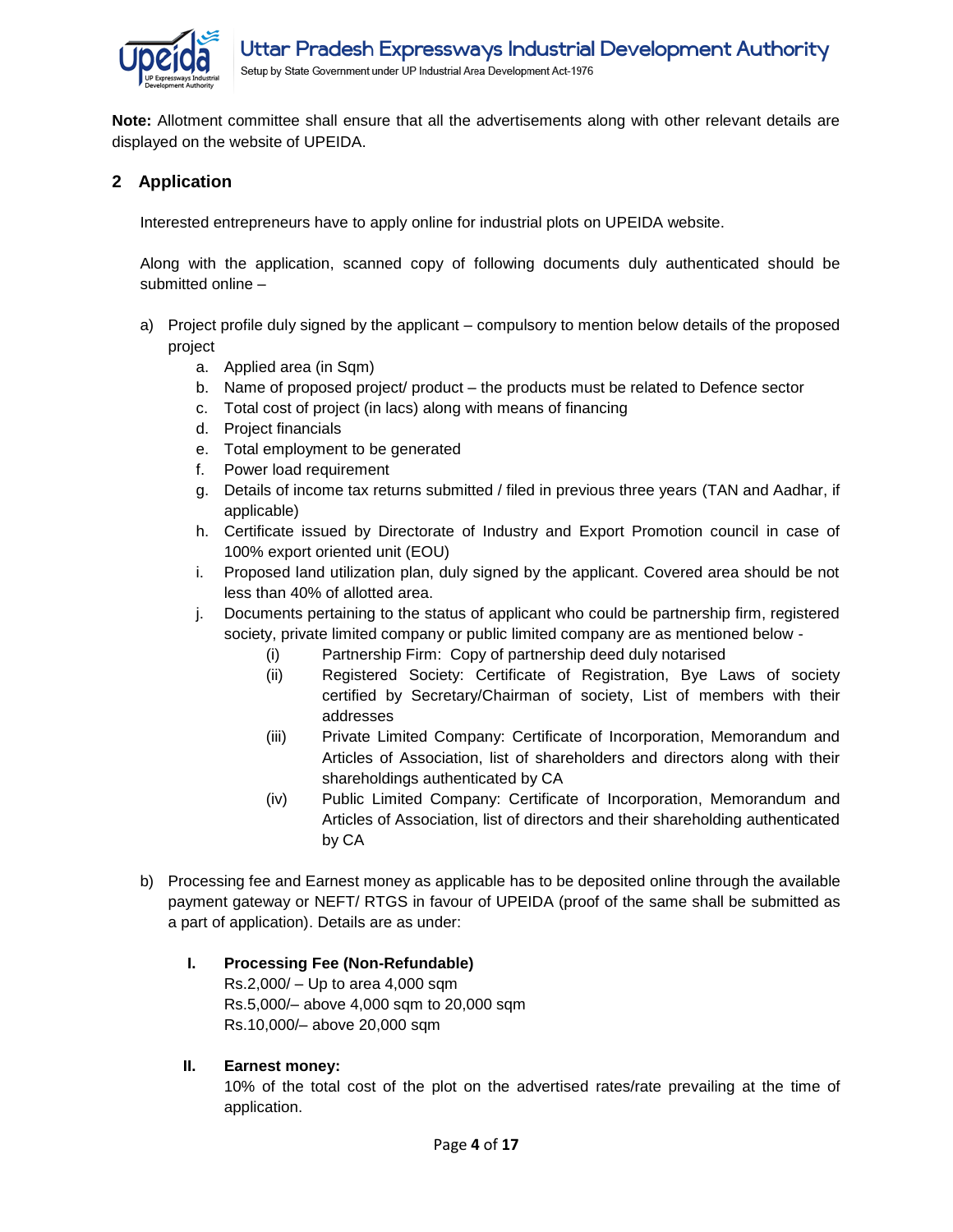**Note:** Allotment committee shall ensure that all the advertisements along with other relevant details are displayed on the website of UPEIDA.

## 2 Application

Interested entrepreneurs have to apply online for industrial plots on UPEIDA website.

Along with the application, scanned copy of following documents duly authenticated should be submitted online –

a) Project profile duly signed by the applicant – compulsory to mention below details of the proposed project
   a. Applied area (in Sqm)
   b. Name of proposed project/ product – the products must be related to Defence sector
   c. Total cost of project (in lacs) along with means of financing
   d. Project financials
   e. Total employment to be generated
   f. Power load requirement
   g. Details of income tax returns submitted / filed in previous three years (TAN and Aadhar, if applicable)
   h. Certificate issued by Directorate of Industry and Export Promotion council in case of 100% export oriented unit (EOU)
   i. Proposed land utilization plan, duly signed by the applicant. Covered area should be not less than 40% of allotted area.
   j. Documents pertaining to the status of applicant who could be partnership firm, registered society, private limited company or public limited company are as mentioned below -
      (i) Partnership Firm: Copy of partnership deed duly notarised
      (ii) Registered Society: Certificate of Registration, Bye Laws of society certified by Secretary/Chairman of society, List of members with their addresses
      (iii) Private Limited Company: Certificate of Incorporation, Memorandum and Articles of Association, list of shareholders and directors along with their shareholdings authenticated by CA
      (iv) Public Limited Company: Certificate of Incorporation, Memorandum and Articles of Association, list of directors and their shareholding authenticated by CA

b) Processing fee and Earnest money as applicable has to be deposited online through the available payment gateway or NEFT/ RTGS in favour of UPEIDA (proof of the same shall be submitted as a part of application). Details are as under:

   **I. Processing Fee (Non-Refundable)**
   Rs.2,000/ – Up to area 4,000 sqm
   Rs.5,000/– above 4,000 sqm to 20,000 sqm
   Rs.10,000/– above 20,000 sqm

   **II. Earnest money:**
   10% of the total cost of the plot on the advertised rates/rate prevailing at the time of application.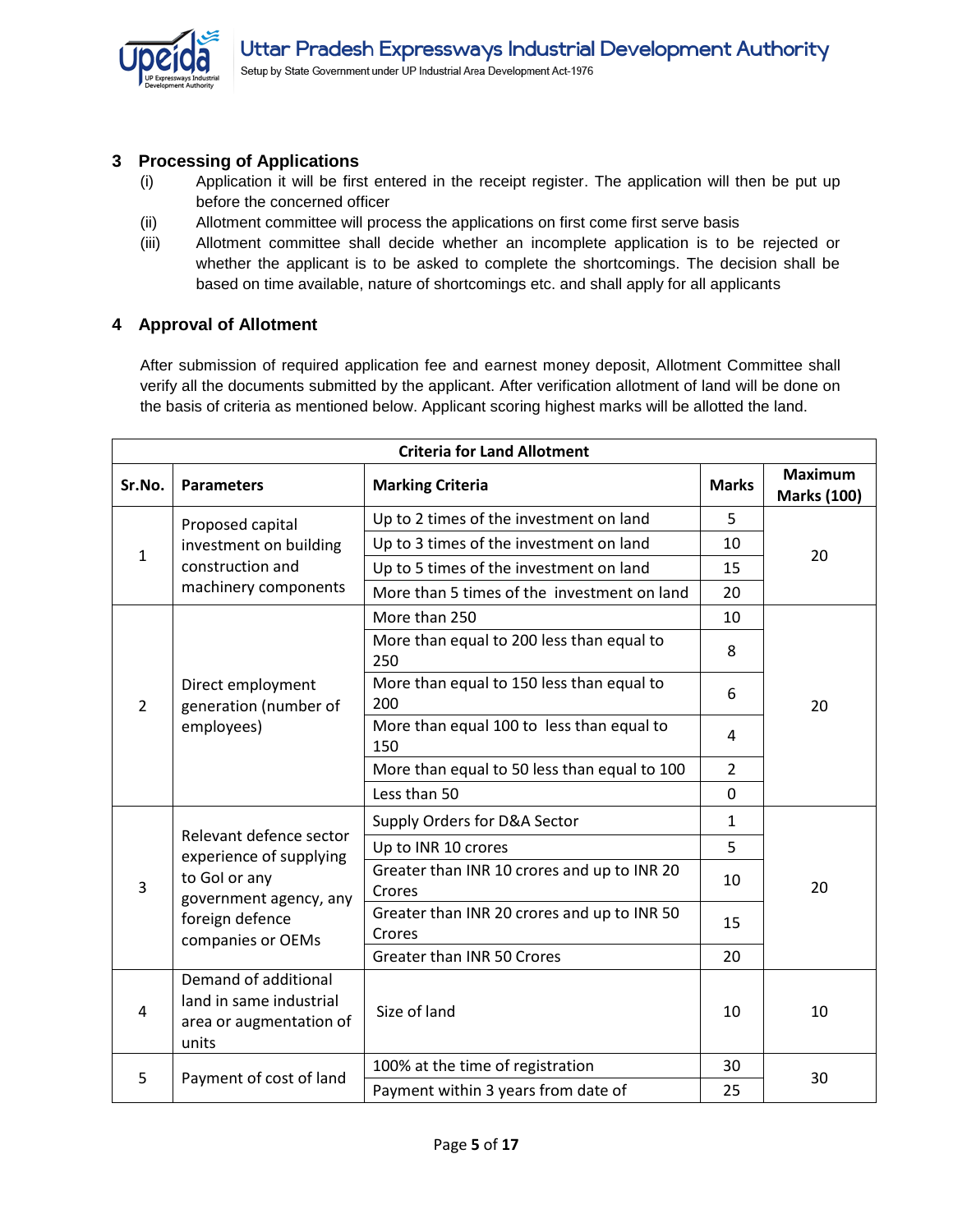## 3 Processing of Applications

(i) Application it will be first entered in the receipt register. The application will then be put up before the concerned officer

(ii) Allotment committee will process the applications on first come first serve basis

(iii) Allotment committee shall decide whether an incomplete application is to be rejected or whether the applicant is to be asked to complete the shortcomings. The decision shall be based on time available, nature of shortcomings etc. and shall apply for all applicants

## 4 Approval of Allotment

After submission of required application fee and earnest money deposit, Allotment Committee shall verify all the documents submitted by the applicant. After verification allotment of land will be done on the basis of criteria as mentioned below. Applicant scoring highest marks will be allotted the land.

| Criteria for Land Allotment | | | | |
|---|---|---|---|---|
| **Sr.No.** | **Parameters** | **Marking Criteria** | **Marks** | **Maximum Marks (100)** |
| 1 | Proposed capital investment on building construction and machinery components | Up to 2 times of the investment on land | 5 | 20 |
| | | Up to 3 times of the investment on land | 10 | |
| | | Up to 5 times of the investment on land | 15 | |
| | | More than 5 times of the investment on land | 20 | |
| 2 | Direct employment generation (number of employees) | More than 250 | 10 | 20 |
| | | More than equal to 200 less than equal to 250 | 8 | |
| | | More than equal to 150 less than equal to 200 | 6 | |
| | | More than equal 100 to less than equal to 150 | 4 | |
| | | More than equal to 50 less than equal to 100 | 2 | |
| | | Less than 50 | 0 | |
| 3 | Relevant defence sector experience of supplying to GoI or any government agency, any foreign defence companies or OEMs | Supply Orders for D&A Sector | 1 | 20 |
| | | Up to INR 10 crores | 5 | |
| | | Greater than INR 10 crores and up to INR 20 Crores | 10 | |
| | | Greater than INR 20 crores and up to INR 50 Crores | 15 | |
| | | Greater than INR 50 Crores | 20 | |
| 4 | Demand of additional land in same industrial area or augmentation of units | Size of land | 10 | 10 |
| 5 | Payment of cost of land | 100% at the time of registration | 30 | 30 |
| | | Payment within 3 years from date of | 25 | |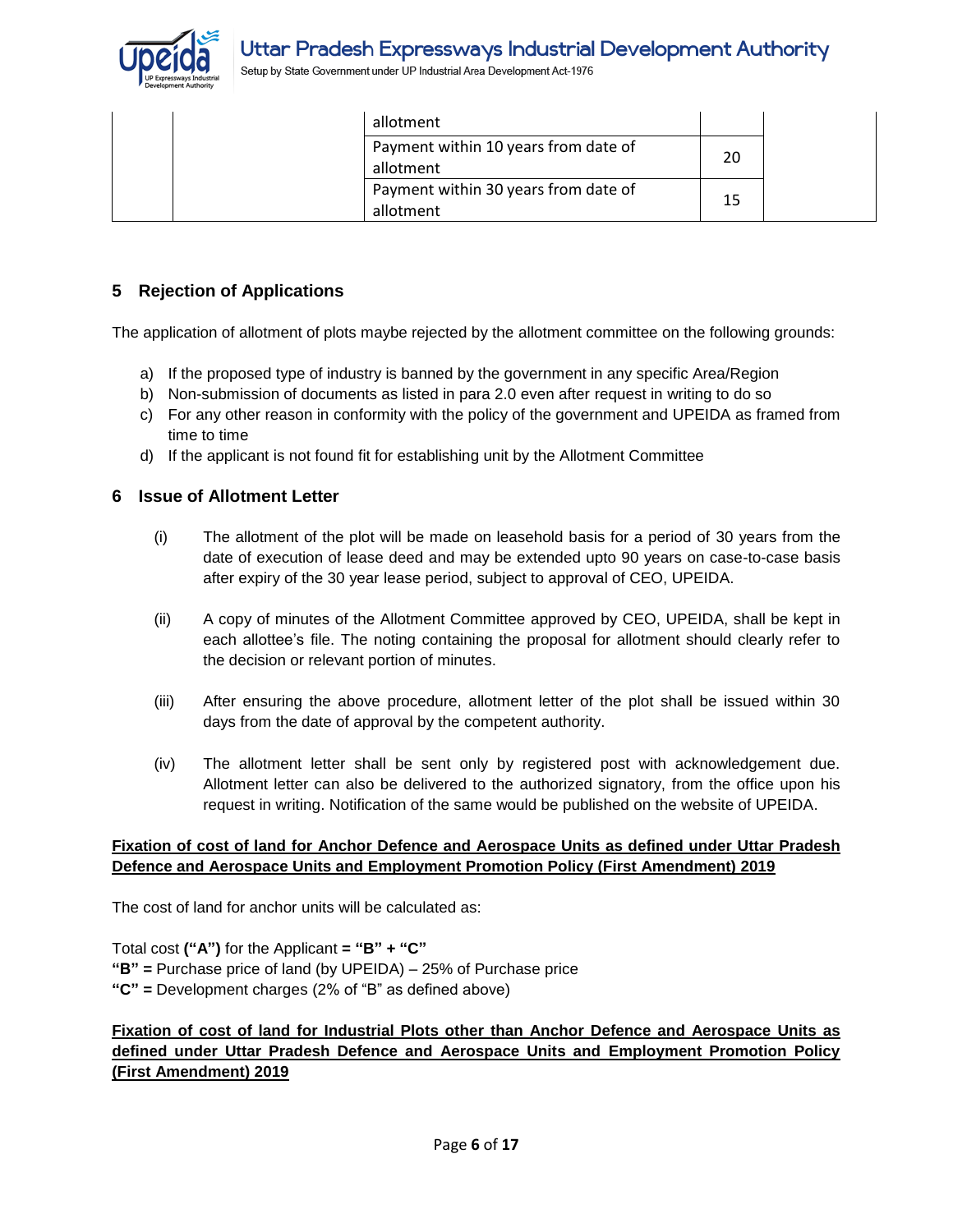| | | | | |
|---|---|---|---|---|
| | | allotment | | |
| | | Payment within 10 years from date of allotment | 20 | |
| | | Payment within 30 years from date of allotment | 15 | |

## 5 Rejection of Applications

The application of allotment of plots maybe rejected by the allotment committee on the following grounds:

a) If the proposed type of industry is banned by the government in any specific Area/Region
b) Non-submission of documents as listed in para 2.0 even after request in writing to do so
c) For any other reason in conformity with the policy of the government and UPEIDA as framed from time to time
d) If the applicant is not found fit for establishing unit by the Allotment Committee

## 6 Issue of Allotment Letter

(i) The allotment of the plot will be made on leasehold basis for a period of 30 years from the date of execution of lease deed and may be extended upto 90 years on case-to-case basis after expiry of the 30 year lease period, subject to approval of CEO, UPEIDA.

(ii) A copy of minutes of the Allotment Committee approved by CEO, UPEIDA, shall be kept in each allottee's file. The noting containing the proposal for allotment should clearly refer to the decision or relevant portion of minutes.

(iii) After ensuring the above procedure, allotment letter of the plot shall be issued within 30 days from the date of approval by the competent authority.

(iv) The allotment letter shall be sent only by registered post with acknowledgement due. Allotment letter can also be delivered to the authorized signatory, from the office upon his request in writing. Notification of the same would be published on the website of UPEIDA.

**Fixation of cost of land for Anchor Defence and Aerospace Units as defined under Uttar Pradesh Defence and Aerospace Units and Employment Promotion Policy (First Amendment) 2019**

The cost of land for anchor units will be calculated as:

Total cost **("A")** for the Applicant **= "B" + "C"**
**"B" =** Purchase price of land (by UPEIDA) – 25% of Purchase price
**"C" =** Development charges (2% of "B" as defined above)

**Fixation of cost of land for Industrial Plots other than Anchor Defence and Aerospace Units as defined under Uttar Pradesh Defence and Aerospace Units and Employment Promotion Policy (First Amendment) 2019**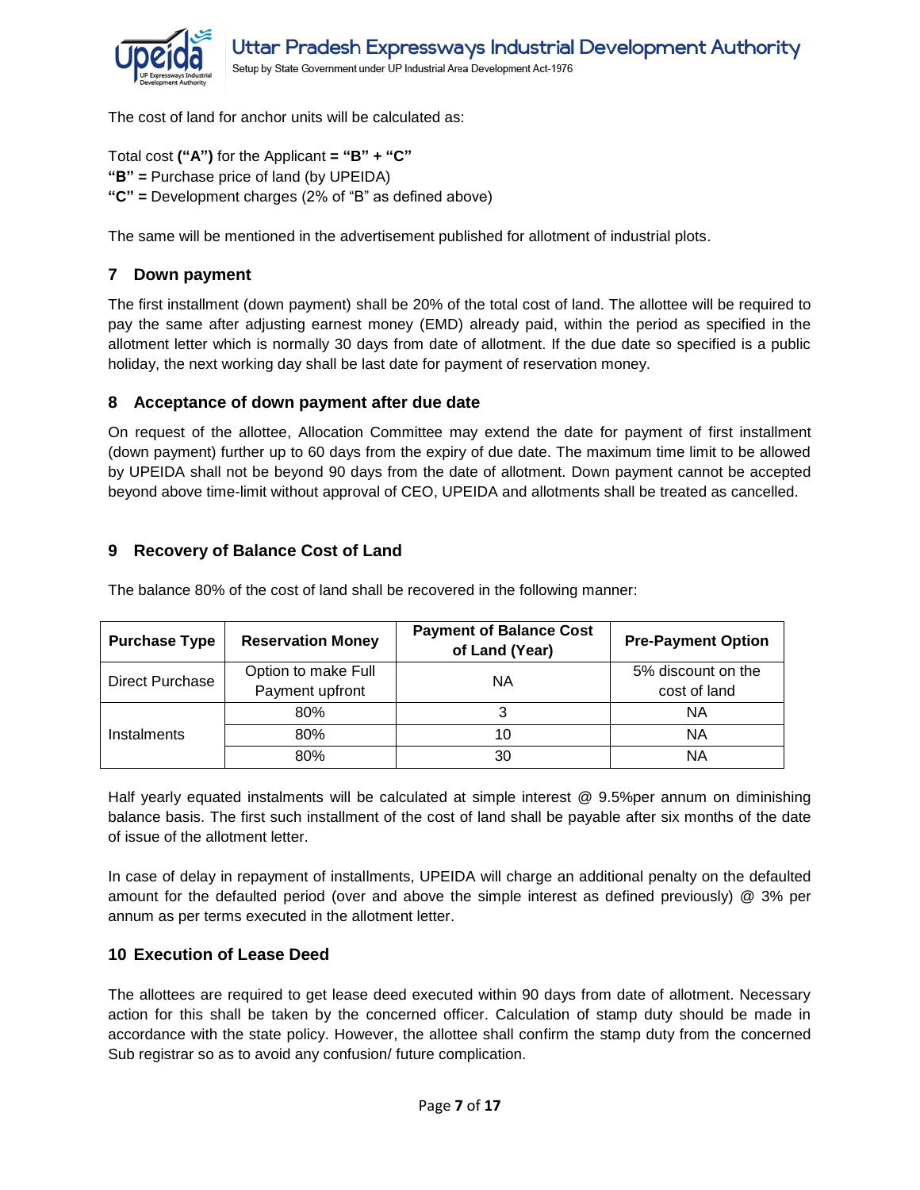The cost of land for anchor units will be calculated as:

Total cost **("A")** for the Applicant **= "B" + "C"**
**"B" =** Purchase price of land (by UPEIDA)
**"C" =** Development charges (2% of "B" as defined above)

The same will be mentioned in the advertisement published for allotment of industrial plots.

## 7 Down payment

The first installment (down payment) shall be 20% of the total cost of land. The allottee will be required to pay the same after adjusting earnest money (EMD) already paid, within the period as specified in the allotment letter which is normally 30 days from date of allotment. If the due date so specified is a public holiday, the next working day shall be last date for payment of reservation money.

## 8 Acceptance of down payment after due date

On request of the allottee, Allocation Committee may extend the date for payment of first installment (down payment) further up to 60 days from the expiry of due date. The maximum time limit to be allowed by UPEIDA shall not be beyond 90 days from the date of allotment. Down payment cannot be accepted beyond above time-limit without approval of CEO, UPEIDA and allotments shall be treated as cancelled.

## 9 Recovery of Balance Cost of Land

The balance 80% of the cost of land shall be recovered in the following manner:

| Purchase Type | Reservation Money | Payment of Balance Cost of Land (Year) | Pre-Payment Option |
|---|---|---|---|
| Direct Purchase | Option to make Full Payment upfront | NA | 5% discount on the cost of land |
| Instalments | 80% | 3 | NA |
| | 80% | 10 | NA |
| | 80% | 30 | NA |

Half yearly equated instalments will be calculated at simple interest @ 9.5%per annum on diminishing balance basis. The first such installment of the cost of land shall be payable after six months of the date of issue of the allotment letter.

In case of delay in repayment of installments, UPEIDA will charge an additional penalty on the defaulted amount for the defaulted period (over and above the simple interest as defined previously) @ 3% per annum as per terms executed in the allotment letter.

## 10 Execution of Lease Deed

The allottees are required to get lease deed executed within 90 days from date of allotment. Necessary action for this shall be taken by the concerned officer. Calculation of stamp duty should be made in accordance with the state policy. However, the allottee shall confirm the stamp duty from the concerned Sub registrar so as to avoid any confusion/ future complication.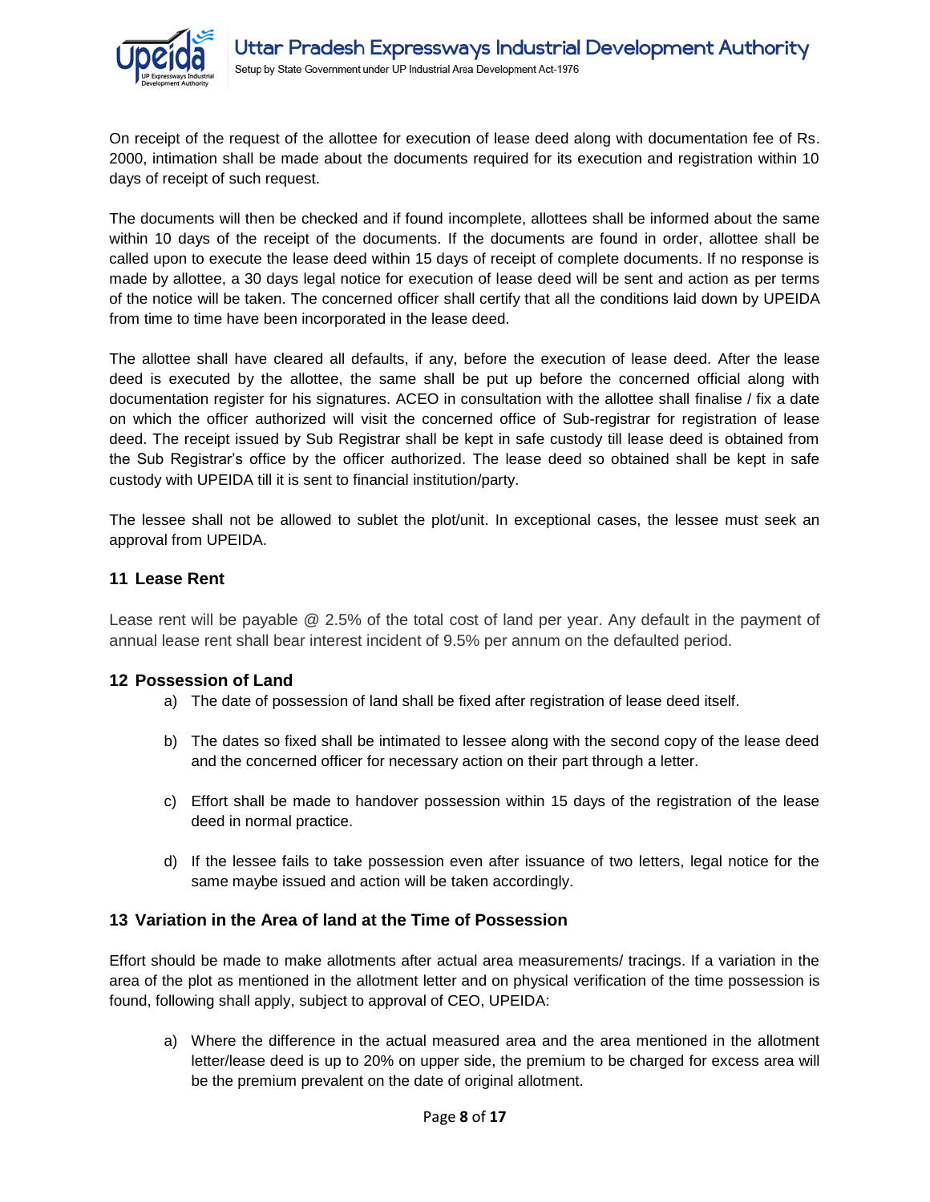On receipt of the request of the allottee for execution of lease deed along with documentation fee of Rs. 2000, intimation shall be made about the documents required for its execution and registration within 10 days of receipt of such request.

The documents will then be checked and if found incomplete, allottees shall be informed about the same within 10 days of the receipt of the documents. If the documents are found in order, allottee shall be called upon to execute the lease deed within 15 days of receipt of complete documents. If no response is made by allottee, a 30 days legal notice for execution of lease deed will be sent and action as per terms of the notice will be taken. The concerned officer shall certify that all the conditions laid down by UPEIDA from time to time have been incorporated in the lease deed.

The allottee shall have cleared all defaults, if any, before the execution of lease deed. After the lease deed is executed by the allottee, the same shall be put up before the concerned official along with documentation register for his signatures. ACEO in consultation with the allottee shall finalise / fix a date on which the officer authorized will visit the concerned office of Sub-registrar for registration of lease deed. The receipt issued by Sub Registrar shall be kept in safe custody till lease deed is obtained from the Sub Registrar's office by the officer authorized. The lease deed so obtained shall be kept in safe custody with UPEIDA till it is sent to financial institution/party.

The lessee shall not be allowed to sublet the plot/unit. In exceptional cases, the lessee must seek an approval from UPEIDA.

## 11 Lease Rent

Lease rent will be payable @ 2.5% of the total cost of land per year. Any default in the payment of annual lease rent shall bear interest incident of 9.5% per annum on the defaulted period.

## 12 Possession of Land

a) The date of possession of land shall be fixed after registration of lease deed itself.

b) The dates so fixed shall be intimated to lessee along with the second copy of the lease deed and the concerned officer for necessary action on their part through a letter.

c) Effort shall be made to handover possession within 15 days of the registration of the lease deed in normal practice.

d) If the lessee fails to take possession even after issuance of two letters, legal notice for the same maybe issued and action will be taken accordingly.

## 13 Variation in the Area of land at the Time of Possession

Effort should be made to make allotments after actual area measurements/ tracings. If a variation in the area of the plot as mentioned in the allotment letter and on physical verification of the time possession is found, following shall apply, subject to approval of CEO, UPEIDA:

a) Where the difference in the actual measured area and the area mentioned in the allotment letter/lease deed is up to 20% on upper side, the premium to be charged for excess area will be the premium prevalent on the date of original allotment.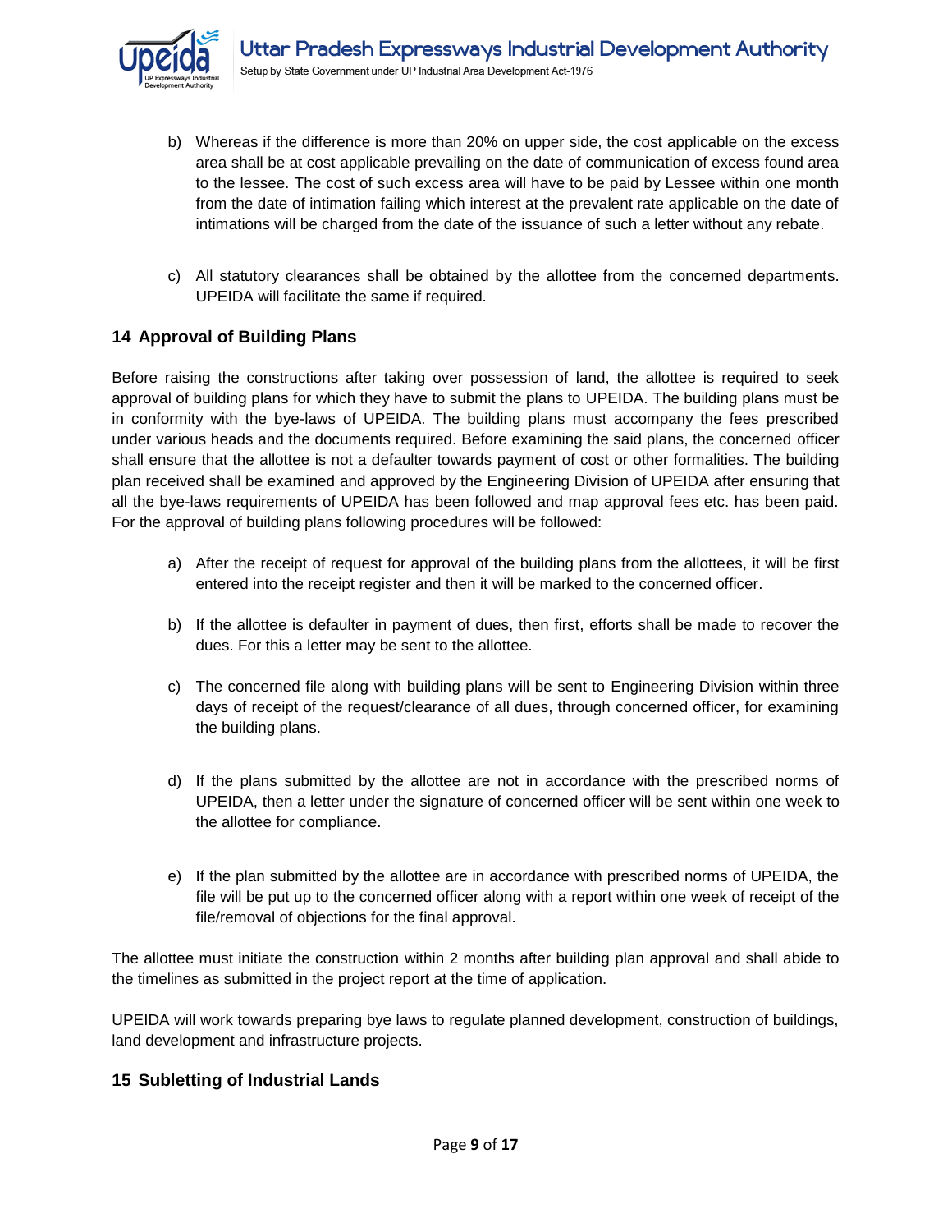b) Whereas if the difference is more than 20% on upper side, the cost applicable on the excess area shall be at cost applicable prevailing on the date of communication of excess found area to the lessee. The cost of such excess area will have to be paid by Lessee within one month from the date of intimation failing which interest at the prevalent rate applicable on the date of intimations will be charged from the date of the issuance of such a letter without any rebate.

c) All statutory clearances shall be obtained by the allottee from the concerned departments. UPEIDA will facilitate the same if required.

## 14 Approval of Building Plans

Before raising the constructions after taking over possession of land, the allottee is required to seek approval of building plans for which they have to submit the plans to UPEIDA. The building plans must be in conformity with the bye-laws of UPEIDA. The building plans must accompany the fees prescribed under various heads and the documents required. Before examining the said plans, the concerned officer shall ensure that the allottee is not a defaulter towards payment of cost or other formalities. The building plan received shall be examined and approved by the Engineering Division of UPEIDA after ensuring that all the bye-laws requirements of UPEIDA has been followed and map approval fees etc. has been paid. For the approval of building plans following procedures will be followed:

a) After the receipt of request for approval of the building plans from the allottees, it will be first entered into the receipt register and then it will be marked to the concerned officer.

b) If the allottee is defaulter in payment of dues, then first, efforts shall be made to recover the dues. For this a letter may be sent to the allottee.

c) The concerned file along with building plans will be sent to Engineering Division within three days of receipt of the request/clearance of all dues, through concerned officer, for examining the building plans.

d) If the plans submitted by the allottee are not in accordance with the prescribed norms of UPEIDA, then a letter under the signature of concerned officer will be sent within one week to the allottee for compliance.

e) If the plan submitted by the allottee are in accordance with prescribed norms of UPEIDA, the file will be put up to the concerned officer along with a report within one week of receipt of the file/removal of objections for the final approval.

The allottee must initiate the construction within 2 months after building plan approval and shall abide to the timelines as submitted in the project report at the time of application.

UPEIDA will work towards preparing bye laws to regulate planned development, construction of buildings, land development and infrastructure projects.

## 15 Subletting of Industrial Lands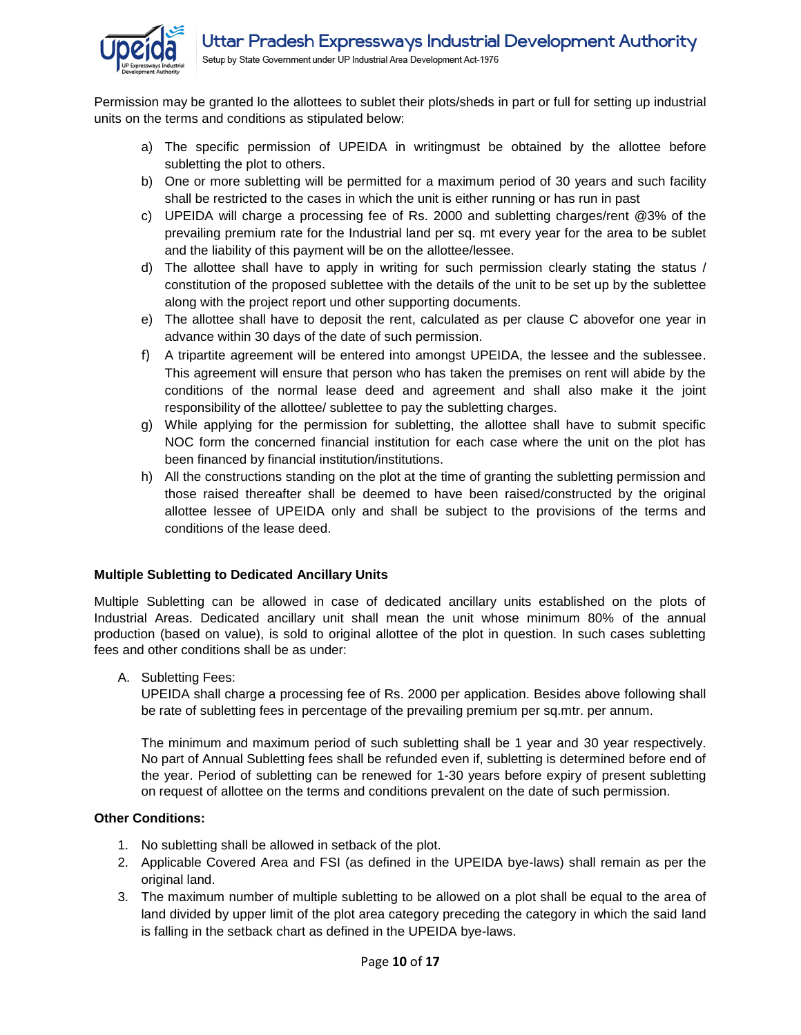Permission may be granted lo the allottees to sublet their plots/sheds in part or full for setting up industrial units on the terms and conditions as stipulated below:

a) The specific permission of UPEIDA in writingmust be obtained by the allottee before subletting the plot to others.
b) One or more subletting will be permitted for a maximum period of 30 years and such facility shall be restricted to the cases in which the unit is either running or has run in past
c) UPEIDA will charge a processing fee of Rs. 2000 and subletting charges/rent @3% of the prevailing premium rate for the Industrial land per sq. mt every year for the area to be sublet and the liability of this payment will be on the allottee/lessee.
d) The allottee shall have to apply in writing for such permission clearly stating the status / constitution of the proposed sublettee with the details of the unit to be set up by the sublettee along with the project report und other supporting documents.
e) The allottee shall have to deposit the rent, calculated as per clause C abovefor one year in advance within 30 days of the date of such permission.
f) A tripartite agreement will be entered into amongst UPEIDA, the lessee and the sublessee. This agreement will ensure that person who has taken the premises on rent will abide by the conditions of the normal lease deed and agreement and shall also make it the joint responsibility of the allottee/ sublettee to pay the subletting charges.
g) While applying for the permission for subletting, the allottee shall have to submit specific NOC form the concerned financial institution for each case where the unit on the plot has been financed by financial institution/institutions.
h) All the constructions standing on the plot at the time of granting the subletting permission and those raised thereafter shall be deemed to have been raised/constructed by the original allottee lessee of UPEIDA only and shall be subject to the provisions of the terms and conditions of the lease deed.

**Multiple Subletting to Dedicated Ancillary Units**

Multiple Subletting can be allowed in case of dedicated ancillary units established on the plots of Industrial Areas. Dedicated ancillary unit shall mean the unit whose minimum 80% of the annual production (based on value), is sold to original allottee of the plot in question. In such cases subletting fees and other conditions shall be as under:

A. Subletting Fees:
   UPEIDA shall charge a processing fee of Rs. 2000 per application. Besides above following shall be rate of subletting fees in percentage of the prevailing premium per sq.mtr. per annum.

   The minimum and maximum period of such subletting shall be 1 year and 30 year respectively. No part of Annual Subletting fees shall be refunded even if, subletting is determined before end of the year. Period of subletting can be renewed for 1-30 years before expiry of present subletting on request of allottee on the terms and conditions prevalent on the date of such permission.

**Other Conditions:**

1. No subletting shall be allowed in setback of the plot.
2. Applicable Covered Area and FSI (as defined in the UPEIDA bye-laws) shall remain as per the original land.
3. The maximum number of multiple subletting to be allowed on a plot shall be equal to the area of land divided by upper limit of the plot area category preceding the category in which the said land is falling in the setback chart as defined in the UPEIDA bye-laws.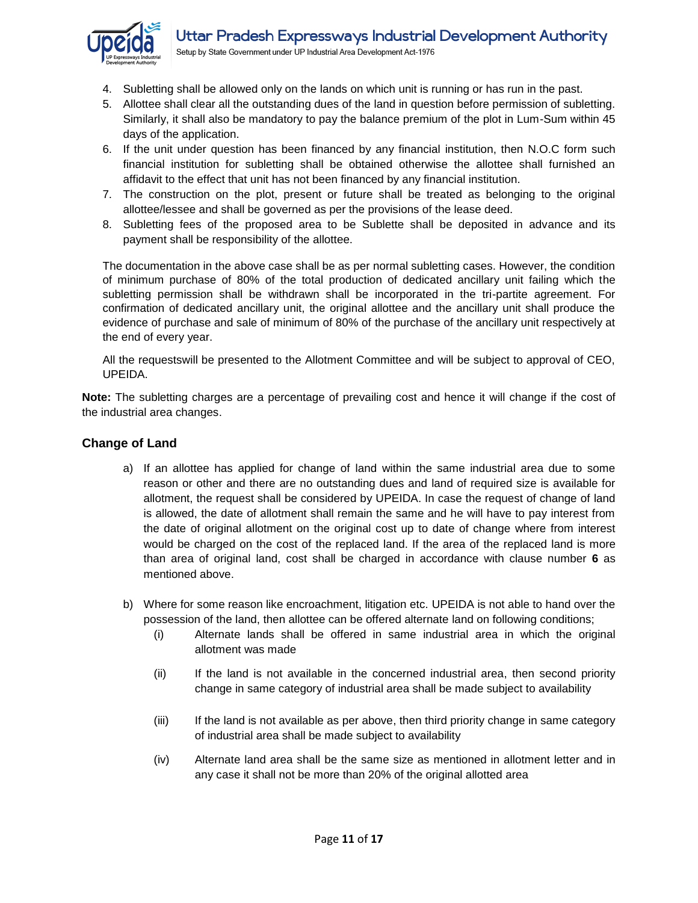4. Subletting shall be allowed only on the lands on which unit is running or has run in the past.
5. Allottee shall clear all the outstanding dues of the land in question before permission of subletting. Similarly, it shall also be mandatory to pay the balance premium of the plot in Lum-Sum within 45 days of the application.
6. If the unit under question has been financed by any financial institution, then N.O.C form such financial institution for subletting shall be obtained otherwise the allottee shall furnished an affidavit to the effect that unit has not been financed by any financial institution.
7. The construction on the plot, present or future shall be treated as belonging to the original allottee/lessee and shall be governed as per the provisions of the lease deed.
8. Subletting fees of the proposed area to be Sublette shall be deposited in advance and its payment shall be responsibility of the allottee.

The documentation in the above case shall be as per normal subletting cases. However, the condition of minimum purchase of 80% of the total production of dedicated ancillary unit failing which the subletting permission shall be withdrawn shall be incorporated in the tri-partite agreement. For confirmation of dedicated ancillary unit, the original allottee and the ancillary unit shall produce the evidence of purchase and sale of minimum of 80% of the purchase of the ancillary unit respectively at the end of every year.

All the requestswill be presented to the Allotment Committee and will be subject to approval of CEO, UPEIDA.

**Note:** The subletting charges are a percentage of prevailing cost and hence it will change if the cost of the industrial area changes.

### Change of Land

a) If an allottee has applied for change of land within the same industrial area due to some reason or other and there are no outstanding dues and land of required size is available for allotment, the request shall be considered by UPEIDA. In case the request of change of land is allowed, the date of allotment shall remain the same and he will have to pay interest from the date of original allotment on the original cost up to date of change where from interest would be charged on the cost of the replaced land. If the area of the replaced land is more than area of original land, cost shall be charged in accordance with clause number **6** as mentioned above.

b) Where for some reason like encroachment, litigation etc. UPEIDA is not able to hand over the possession of the land, then allottee can be offered alternate land on following conditions;

   (i) Alternate lands shall be offered in same industrial area in which the original allotment was made

   (ii) If the land is not available in the concerned industrial area, then second priority change in same category of industrial area shall be made subject to availability

   (iii) If the land is not available as per above, then third priority change in same category of industrial area shall be made subject to availability

   (iv) Alternate land area shall be the same size as mentioned in allotment letter and in any case it shall not be more than 20% of the original allotted area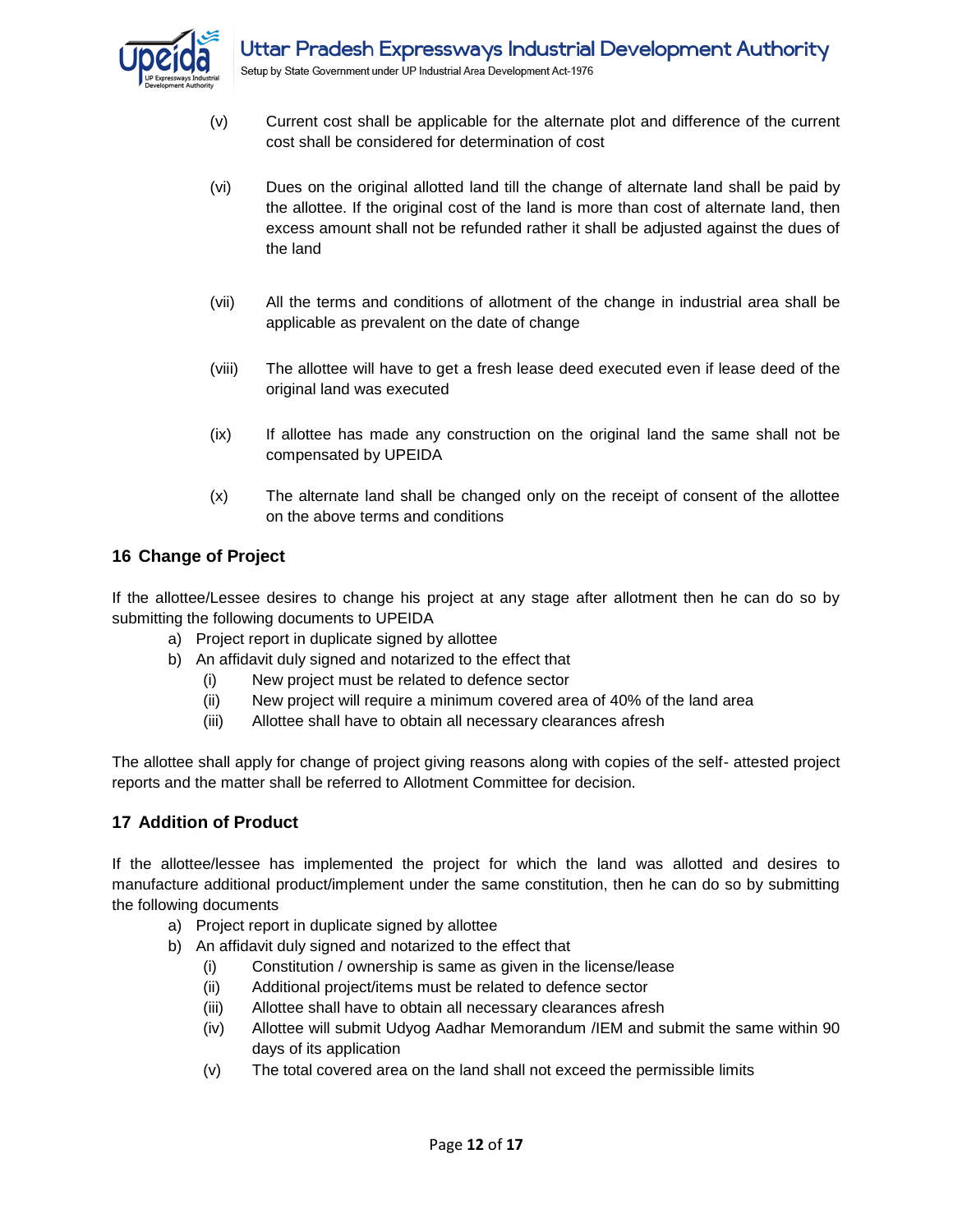(v) Current cost shall be applicable for the alternate plot and difference of the current cost shall be considered for determination of cost

(vi) Dues on the original allotted land till the change of alternate land shall be paid by the allottee. If the original cost of the land is more than cost of alternate land, then excess amount shall not be refunded rather it shall be adjusted against the dues of the land

(vii) All the terms and conditions of allotment of the change in industrial area shall be applicable as prevalent on the date of change

(viii) The allottee will have to get a fresh lease deed executed even if lease deed of the original land was executed

(ix) If allottee has made any construction on the original land the same shall not be compensated by UPEIDA

(x) The alternate land shall be changed only on the receipt of consent of the allottee on the above terms and conditions

## 16 Change of Project

If the allottee/Lessee desires to change his project at any stage after allotment then he can do so by submitting the following documents to UPEIDA

a) Project report in duplicate signed by allottee
b) An affidavit duly signed and notarized to the effect that
   (i) New project must be related to defence sector
   (ii) New project will require a minimum covered area of 40% of the land area
   (iii) Allottee shall have to obtain all necessary clearances afresh

The allottee shall apply for change of project giving reasons along with copies of the self- attested project reports and the matter shall be referred to Allotment Committee for decision.

## 17 Addition of Product

If the allottee/lessee has implemented the project for which the land was allotted and desires to manufacture additional product/implement under the same constitution, then he can do so by submitting the following documents

a) Project report in duplicate signed by allottee
b) An affidavit duly signed and notarized to the effect that
   (i) Constitution / ownership is same as given in the license/lease
   (ii) Additional project/items must be related to defence sector
   (iii) Allottee shall have to obtain all necessary clearances afresh
   (iv) Allottee will submit Udyog Aadhar Memorandum /IEM and submit the same within 90 days of its application
   (v) The total covered area on the land shall not exceed the permissible limits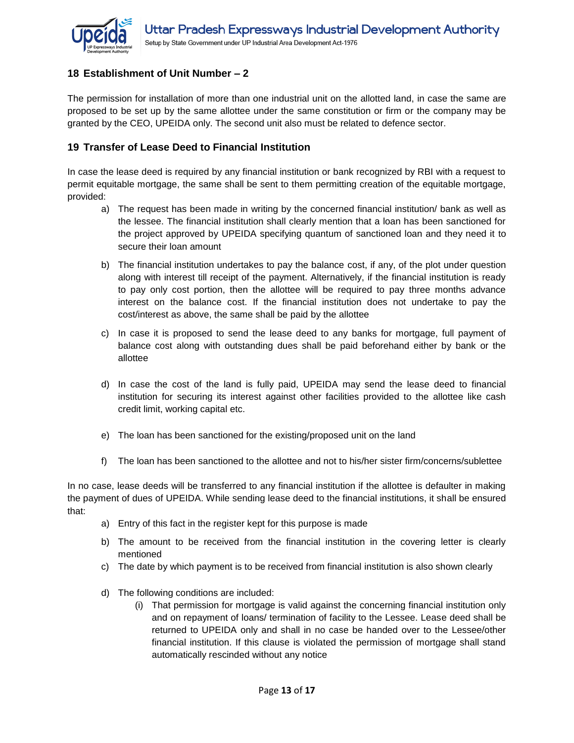## 18 Establishment of Unit Number – 2

The permission for installation of more than one industrial unit on the allotted land, in case the same are proposed to be set up by the same allottee under the same constitution or firm or the company may be granted by the CEO, UPEIDA only. The second unit also must be related to defence sector.

## 19 Transfer of Lease Deed to Financial Institution

In case the lease deed is required by any financial institution or bank recognized by RBI with a request to permit equitable mortgage, the same shall be sent to them permitting creation of the equitable mortgage, provided:

a) The request has been made in writing by the concerned financial institution/ bank as well as the lessee. The financial institution shall clearly mention that a loan has been sanctioned for the project approved by UPEIDA specifying quantum of sanctioned loan and they need it to secure their loan amount

b) The financial institution undertakes to pay the balance cost, if any, of the plot under question along with interest till receipt of the payment. Alternatively, if the financial institution is ready to pay only cost portion, then the allottee will be required to pay three months advance interest on the balance cost. If the financial institution does not undertake to pay the cost/interest as above, the same shall be paid by the allottee

c) In case it is proposed to send the lease deed to any banks for mortgage, full payment of balance cost along with outstanding dues shall be paid beforehand either by bank or the allottee

d) In case the cost of the land is fully paid, UPEIDA may send the lease deed to financial institution for securing its interest against other facilities provided to the allottee like cash credit limit, working capital etc.

e) The loan has been sanctioned for the existing/proposed unit on the land

f) The loan has been sanctioned to the allottee and not to his/her sister firm/concerns/sublettee

In no case, lease deeds will be transferred to any financial institution if the allottee is defaulter in making the payment of dues of UPEIDA. While sending lease deed to the financial institutions, it shall be ensured that:

a) Entry of this fact in the register kept for this purpose is made

b) The amount to be received from the financial institution in the covering letter is clearly mentioned

c) The date by which payment is to be received from financial institution is also shown clearly

d) The following conditions are included:

   (i) That permission for mortgage is valid against the concerning financial institution only and on repayment of loans/ termination of facility to the Lessee. Lease deed shall be returned to UPEIDA only and shall in no case be handed over to the Lessee/other financial institution. If this clause is violated the permission of mortgage shall stand automatically rescinded without any notice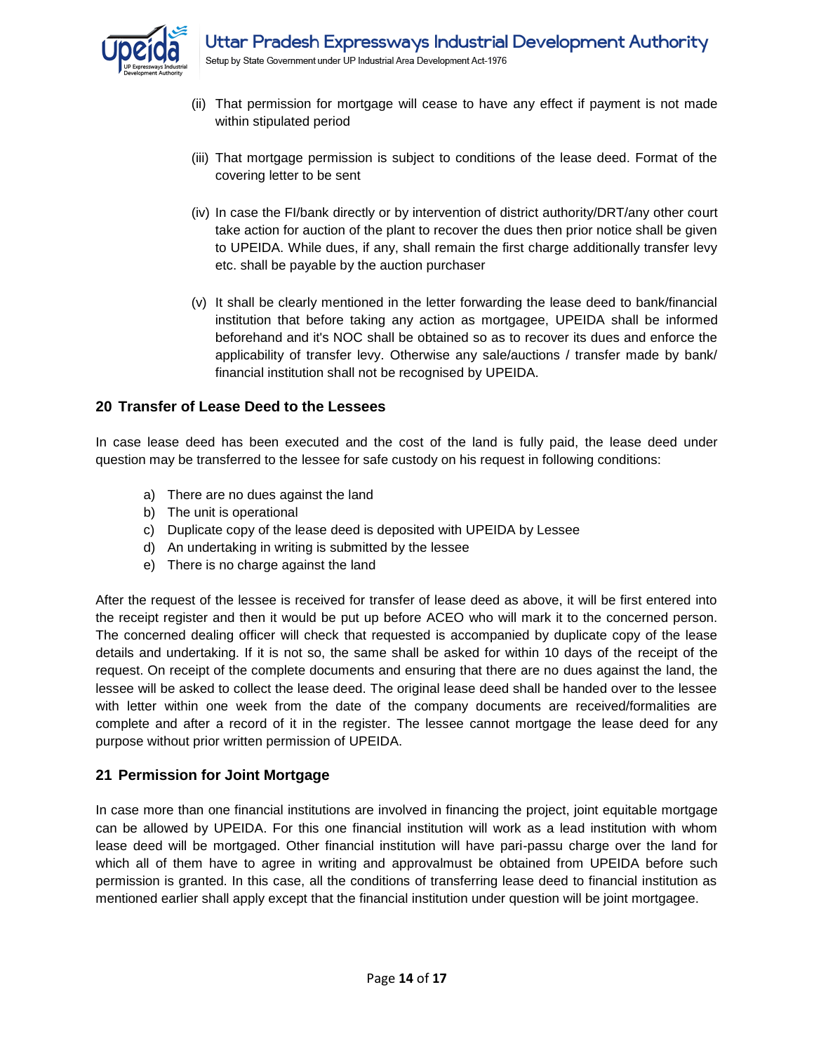(ii) That permission for mortgage will cease to have any effect if payment is not made within stipulated period

(iii) That mortgage permission is subject to conditions of the lease deed. Format of the covering letter to be sent

(iv) In case the FI/bank directly or by intervention of district authority/DRT/any other court take action for auction of the plant to recover the dues then prior notice shall be given to UPEIDA. While dues, if any, shall remain the first charge additionally transfer levy etc. shall be payable by the auction purchaser

(v) It shall be clearly mentioned in the letter forwarding the lease deed to bank/financial institution that before taking any action as mortgagee, UPEIDA shall be informed beforehand and it's NOC shall be obtained so as to recover its dues and enforce the applicability of transfer levy. Otherwise any sale/auctions / transfer made by bank/ financial institution shall not be recognised by UPEIDA.

## 20 Transfer of Lease Deed to the Lessees

In case lease deed has been executed and the cost of the land is fully paid, the lease deed under question may be transferred to the lessee for safe custody on his request in following conditions:

a) There are no dues against the land
b) The unit is operational
c) Duplicate copy of the lease deed is deposited with UPEIDA by Lessee
d) An undertaking in writing is submitted by the lessee
e) There is no charge against the land

After the request of the lessee is received for transfer of lease deed as above, it will be first entered into the receipt register and then it would be put up before ACEO who will mark it to the concerned person. The concerned dealing officer will check that requested is accompanied by duplicate copy of the lease details and undertaking. If it is not so, the same shall be asked for within 10 days of the receipt of the request. On receipt of the complete documents and ensuring that there are no dues against the land, the lessee will be asked to collect the lease deed. The original lease deed shall be handed over to the lessee with letter within one week from the date of the company documents are received/formalities are complete and after a record of it in the register. The lessee cannot mortgage the lease deed for any purpose without prior written permission of UPEIDA.

## 21 Permission for Joint Mortgage

In case more than one financial institutions are involved in financing the project, joint equitable mortgage can be allowed by UPEIDA. For this one financial institution will work as a lead institution with whom lease deed will be mortgaged. Other financial institution will have pari-passu charge over the land for which all of them have to agree in writing and approvalmust be obtained from UPEIDA before such permission is granted. In this case, all the conditions of transferring lease deed to financial institution as mentioned earlier shall apply except that the financial institution under question will be joint mortgagee.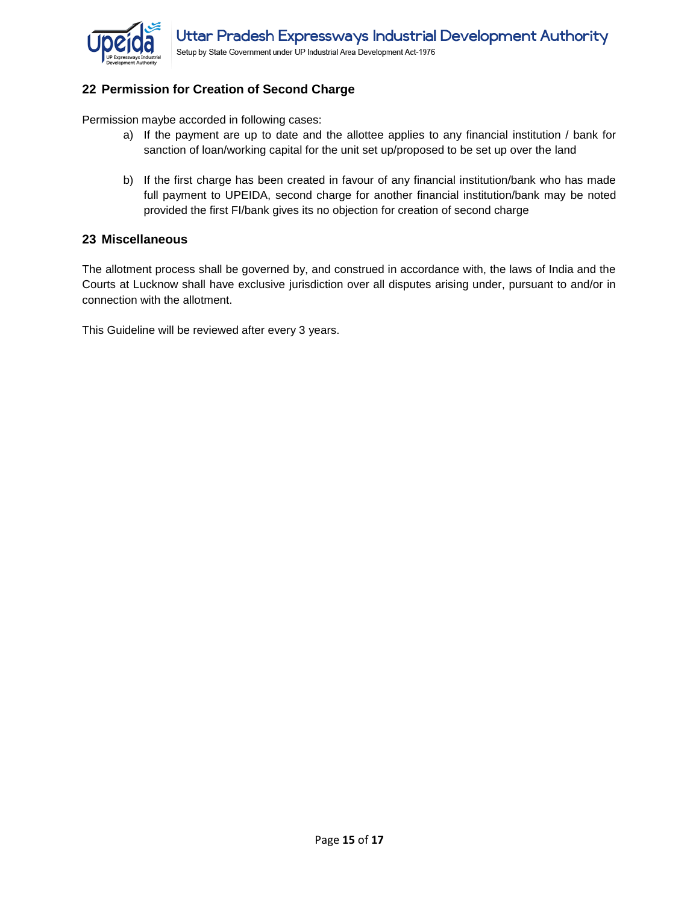## 22 Permission for Creation of Second Charge

Permission maybe accorded in following cases:

a) If the payment are up to date and the allottee applies to any financial institution / bank for sanction of loan/working capital for the unit set up/proposed to be set up over the land

b) If the first charge has been created in favour of any financial institution/bank who has made full payment to UPEIDA, second charge for another financial institution/bank may be noted provided the first FI/bank gives its no objection for creation of second charge

## 23 Miscellaneous

The allotment process shall be governed by, and construed in accordance with, the laws of India and the Courts at Lucknow shall have exclusive jurisdiction over all disputes arising under, pursuant to and/or in connection with the allotment.

This Guideline will be reviewed after every 3 years.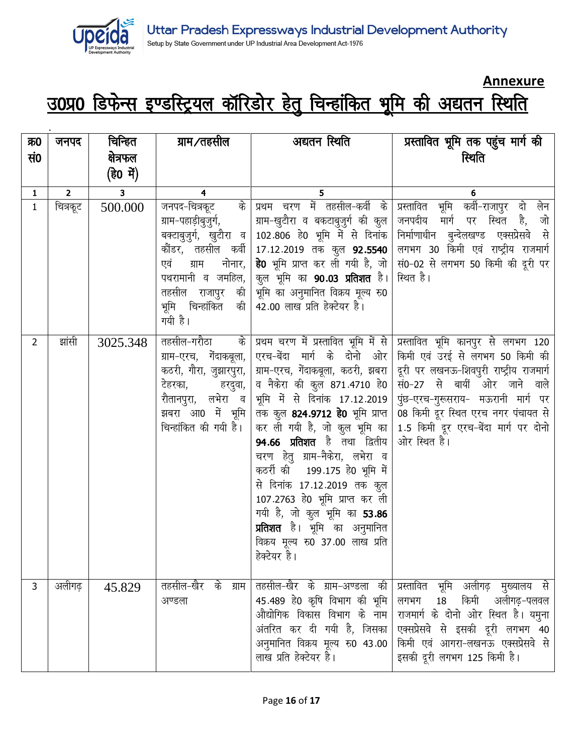**Annexure**

# उ0प्र0 डिफेन्स इण्डस्ट्रियल कॉरिडोर हेतु चिन्हांकित भूमि की अद्यतन स्थिति

| क्र0 सं0 | जनपद | चिन्हित क्षेत्रफल (हे0 में) | ग्राम/तहसील | अद्यतन स्थिति | प्रस्तावित भूमि तक पहुंच मार्ग की स्थिति |
|---|---|---|---|---|---|
| 1 | 2 | 3 | 4 | 5 | 6 |
| 1 | चित्रकूट | 500.000 | जनपद-चित्रकूट के ग्राम-पहाड़ीबुजुर्ग, बक्टाबुजुर्ग, खुटौरा व कौंडर, तहसील कर्वी एवं ग्राम नोनार, पथरामानी व जमहिल, तहसील राजापुर की भूमि चिन्हांकित की गयी है। | प्रथम चरण में तहसील-कर्वी के ग्राम-खुटौरा व बकटाबुजुर्ग की कुल 102.806 हे0 भूमि में से दिनांक 17.12.2019 तक कुल **92.5540 हे0** भूमि प्राप्त कर ली गयी है, जो कुल भूमि का **90.03 प्रतिशत** है। भूमि का अनुमानित विक्रय मूल्य रु0 42.00 लाख प्रति हेक्टेयर है। | प्रस्तावित भूमि कर्वी-राजापुर दो लेन जनपदीय मार्ग पर स्थित है, जो निर्माणाधीन बुन्देलखण्ड एक्सप्रेसवे से लगभग 30 किमी एवं राष्ट्रीय राजमार्ग सं0-02 से लगभग 50 किमी की दूरी पर स्थित है। |
| 2 | झांसी | 3025.348 | तहसील-गरौठा के ग्राम-एरच, गेंदाकबूला, कठरी, गौरा, जुझारपुरा, टेहरका, हरदुवा, रौतानपुरा, लभेरा व झबरा आ0 में भूमि चिन्हांकित की गयी है। | प्रथम चरण में प्रस्तावित भूमि में से एरच-बेंदा मार्ग के दोनो ओर ग्राम-एरच, गेंदाकबूला, कठरी, झबरा व नैकेरा की कुल 871.4710 हे0 भूमि में से दिनांक 17.12.2019 तक कुल **824.9712 हे0** भूमि प्राप्त कर ली गयी है, जो कुल भूमि का **94.66 प्रतिशत** है तथा द्वितीय चरण हेतु ग्राम-नैकेरा, लभेरा व कठरी की 199.175 हे0 भूमि में से दिनांक 17.12.2019 तक कुल 107.2763 हे0 भूमि प्राप्त कर ली गयी है, जो कुल भूमि का **53.86 प्रतिशत** है। भूमि का अनुमानित विक्रय मूल्य रु0 37.00 लाख प्रति हेक्टेयर है। | प्रस्तावित भूमि कानपुर से लगभग 120 किमी एवं उरई से लगभग 50 किमी की दूरी पर लखनऊ-शिवपुरी राष्ट्रीय राजमार्ग सं0-27 से बायीं ओर जाने वाले पुंछ-एरच-गुरूसराय- मऊरानी मार्ग पर 08 किमी दूर स्थित एरच नगर पंचायत से 1.5 किमी दूर एरच-बेंदा मार्ग पर दोनो ओर स्थित है। |
| 3 | अलीगढ़ | 45.829 | तहसील-खैर के ग्राम अण्डला | तहसील-खैर के ग्राम-अण्डला की 45.489 हे0 कृषि विभाग की भूमि औद्योगिक विकास विभाग के नाम अंतरित कर दी गयी है, जिसका अनुमानित विक्रय मूल्य रु0 43.00 लाख प्रति हेक्टेयर है। | प्रस्तावित भूमि अलीगढ़ मुख्यालय से लगभग 18 किमी अलीगढ़-पलवल राजमार्ग के दोनो ओर स्थित है। यमुना एक्सप्रेसवे से इसकी दूरी लगभग 40 किमी एवं आगरा-लखनऊ एक्सप्रेसवे से इसकी दूरी लगभग 125 किमी है। |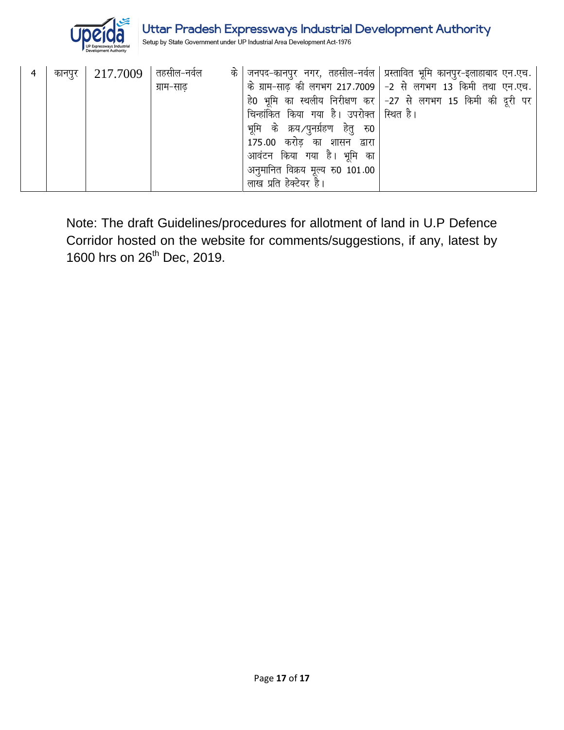| | | | | | |
|---|---|---|---|---|---|
| 4 | कानपुर | 217.7009 | तहसील-नर्वल के ग्राम-साढ़ | जनपद-कानपुर नगर, तहसील-नर्वल के ग्राम-साढ़ की लगभग 217.7009 हे0 भूमि का स्थलीय निरीक्षण कर चिन्हांकित किया गया है। उपरोक्त भूमि के क्रय/पुनर्ग्रहण हेतु रु0 175.00 करोड़ का शासन द्वारा आवंटन किया गया है। भूमि का अनुमानित विक्रय मूल्य रु0 101.00 लाख प्रति हेक्टेयर है। | प्रस्तावित भूमि कानपुर-इलाहाबाद एन.एच. -2 से लगभग 13 किमी तथा एन.एच. -27 से लगभग 15 किमी की दूरी पर स्थित है। |

Note: The draft Guidelines/procedures for allotment of land in U.P Defence Corridor hosted on the website for comments/suggestions, if any, latest by 1600 hrs on 26th Dec, 2019.